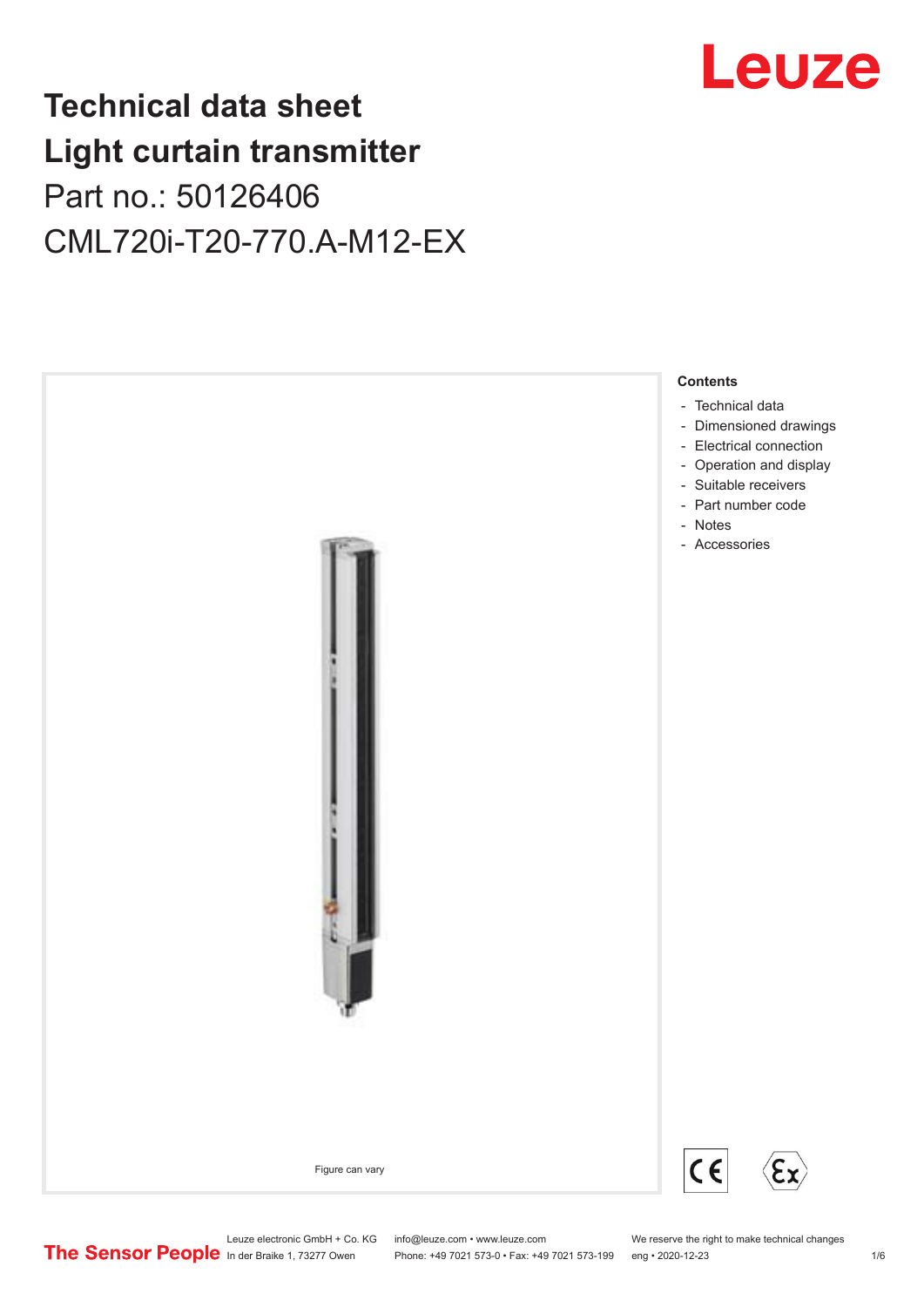# Technical data sheet
# Light curtain transmitter

Part no.: 50126406

CML720i-T20-770.A-M12-EX

Figure can vary

**Contents**

- Technical data
- Dimensioned drawings
- Electrical connection
- Operation and display
- Suitable receivers
- Part number code
- Notes
- Accessories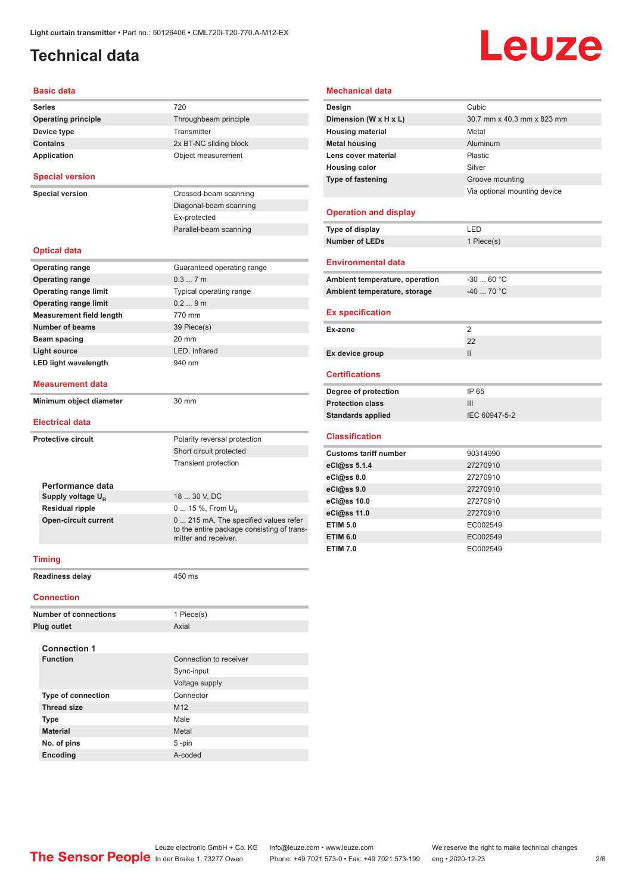# Technical data

## Basic data

| | |
|---|---|
| **Series** | 720 |
| **Operating principle** | Throughbeam principle |
| **Device type** | Transmitter |
| **Contains** | 2x BT-NC sliding block |
| **Application** | Object measurement |

## Special version

| | |
|---|---|
| **Special version** | Crossed-beam scanning |
| | Diagonal-beam scanning |
| | Ex-protected |
| | Parallel-beam scanning |

## Optical data

| | |
|---|---|
| **Operating range** | Guaranteed operating range |
| **Operating range** | 0.3 ... 7 m |
| **Operating range limit** | Typical operating range |
| **Operating range limit** | 0.2 ... 9 m |
| **Measurement field length** | 770 mm |
| **Number of beams** | 39 Piece(s) |
| **Beam spacing** | 20 mm |
| **Light source** | LED, Infrared |
| **LED light wavelength** | 940 nm |

## Measurement data

| | |
|---|---|
| **Minimum object diameter** | 30 mm |

## Electrical data

| | |
|---|---|
| **Protective circuit** | Polarity reversal protection |
| | Short circuit protected |
| | Transient protection |

### Performance data

| | |
|---|---|
| **Supply voltage $U_B$** | 18 ... 30 V, DC |
| **Residual ripple** | 0 ... 15 %, From $U_B$ |
| **Open-circuit current** | 0 ... 215 mA, The specified values refer to the entire package consisting of transmitter and receiver. |

## Timing

| | |
|---|---|
| **Readiness delay** | 450 ms |

## Connection

| | |
|---|---|
| **Number of connections** | 1 Piece(s) |
| **Plug outlet** | Axial |

### Connection 1

| | |
|---|---|
| **Function** | Connection to receiver |
| | Sync-input |
| | Voltage supply |
| **Type of connection** | Connector |
| **Thread size** | M12 |
| **Type** | Male |
| **Material** | Metal |
| **No. of pins** | 5 -pin |
| **Encoding** | A-coded |

## Mechanical data

| | |
|---|---|
| **Design** | Cubic |
| **Dimension (W x H x L)** | 30.7 mm x 40.3 mm x 823 mm |
| **Housing material** | Metal |
| **Metal housing** | Aluminum |
| **Lens cover material** | Plastic |
| **Housing color** | Silver |
| **Type of fastening** | Groove mounting |
| | Via optional mounting device |

## Operation and display

| | |
|---|---|
| **Type of display** | LED |
| **Number of LEDs** | 1 Piece(s) |

## Environmental data

| | |
|---|---|
| **Ambient temperature, operation** | -30 ... 60 °C |
| **Ambient temperature, storage** | -40 ... 70 °C |

## Ex specification

| | |
|---|---|
| **Ex-zone** | 2 |
| | 22 |
| **Ex device group** | II |

## Certifications

| | |
|---|---|
| **Degree of protection** | IP 65 |
| **Protection class** | III |
| **Standards applied** | IEC 60947-5-2 |

## Classification

| | |
|---|---|
| **Customs tariff number** | 90314990 |
| **eCl@ss 5.1.4** | 27270910 |
| **eCl@ss 8.0** | 27270910 |
| **eCl@ss 9.0** | 27270910 |
| **eCl@ss 10.0** | 27270910 |
| **eCl@ss 11.0** | 27270910 |
| **ETIM 5.0** | EC002549 |
| **ETIM 6.0** | EC002549 |
| **ETIM 7.0** | EC002549 |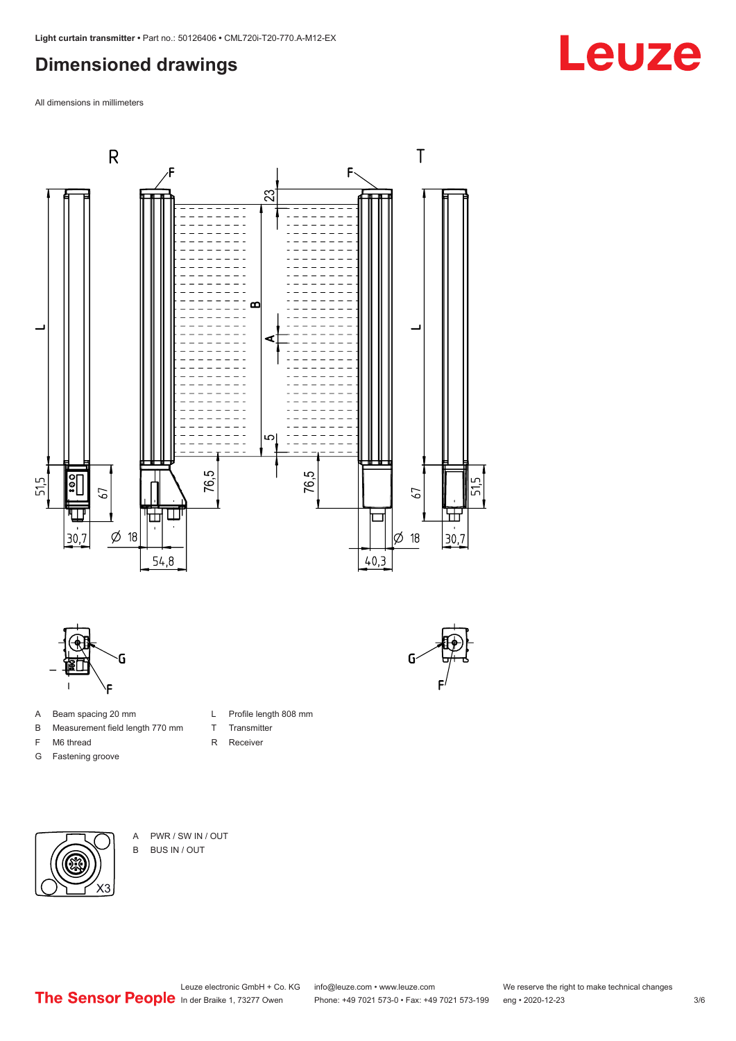## Dimensioned drawings

All dimensions in millimeters

R

T

F

F

23

B

A

L

L

5

51,5

67

76,5

76,5

67

51,5

30,7

Ø 18

54,8

40,3

Ø 18

30,7

G

F

G

F

A Beam spacing 20 mm

B Measurement field length 770 mm

F M6 thread

G Fastening groove

L Profile length 808 mm

T Transmitter

R Receiver

X3

A PWR / SW IN / OUT

B BUS IN / OUT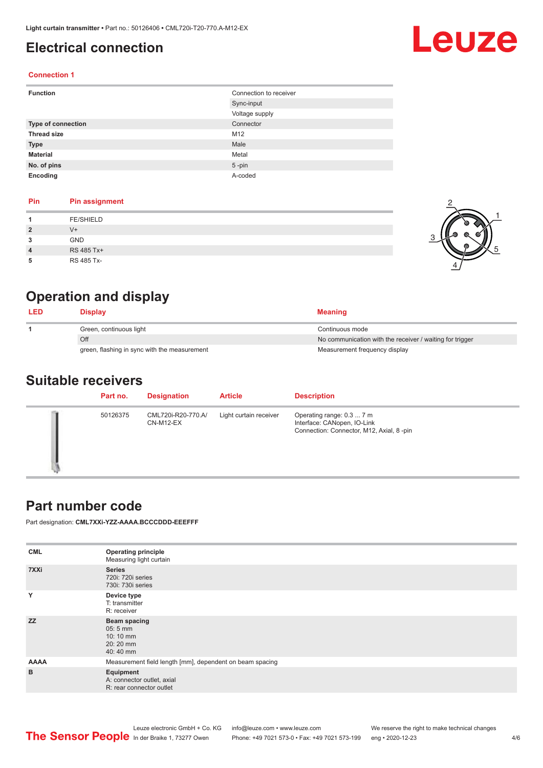# Electrical connection

## Connection 1

| | |
|---|---|
| **Function** | Connection to receiver |
| | Sync-input |
| | Voltage supply |
| **Type of connection** | Connector |
| **Thread size** | M12 |
| **Type** | Male |
| **Material** | Metal |
| **No. of pins** | 5 -pin |
| **Encoding** | A-coded |

| Pin | Pin assignment |
|---|---|
| **1** | FE/SHIELD |
| **2** | V+ |
| **3** | GND |
| **4** | RS 485 Tx+ |
| **5** | RS 485 Tx- |

2
1
3
5
4

# Operation and display

| LED | Display | Meaning |
|---|---|---|
| **1** | Green, continuous light | Continuous mode |
| | Off | No communication with the receiver / waiting for trigger |
| | green, flashing in sync with the measurement | Measurement frequency display |

# Suitable receivers

| | Part no. | Designation | Article | Description |
|---|---|---|---|---|
| | 50126375 | CML720i-R20-770.A/CN-M12-EX | Light curtain receiver | Operating range: 0.3 ... 7 m<br>Interface: CANopen, IO-Link<br>Connection: Connector, M12, Axial, 8 -pin |

# Part number code

Part designation: **CML7XXi-YZZ-AAAA.BCCCDDD-EEEFFF**

| | |
|---|---|
| **CML** | **Operating principle**<br>Measuring light curtain |
| **7XXi** | **Series**<br>720i: 720i series<br>730i: 730i series |
| **Y** | **Device type**<br>T: transmitter<br>R: receiver |
| **ZZ** | **Beam spacing**<br>05: 5 mm<br>10: 10 mm<br>20: 20 mm<br>40: 40 mm |
| **AAAA** | Measurement field length [mm], dependent on beam spacing |
| **B** | **Equipment**<br>A: connector outlet, axial<br>R: rear connector outlet |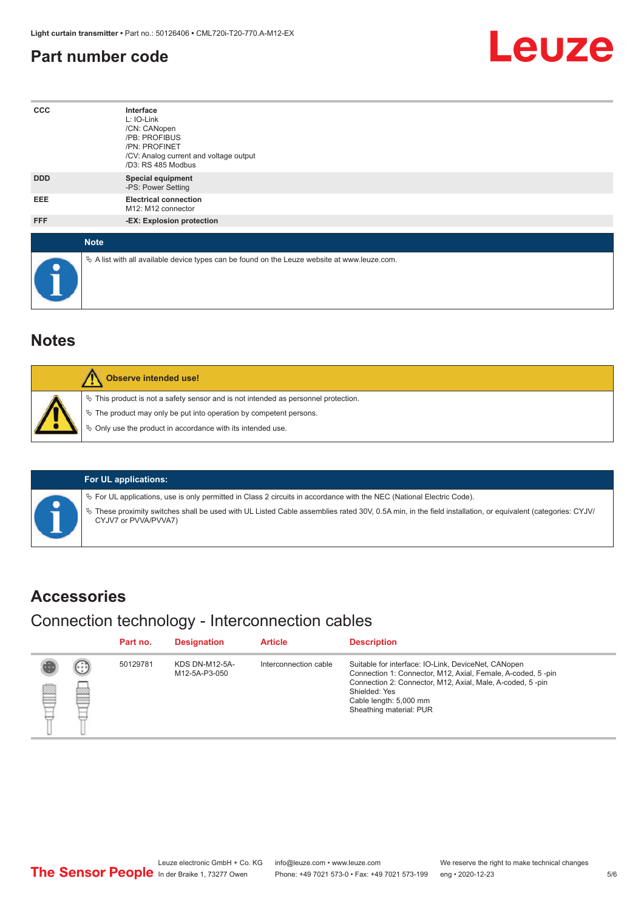## Part number code

| | |
|---|---|
| CCC | **Interface**<br>L: IO-Link<br>/CN: CANopen<br>/PB: PROFIBUS<br>/PN: PROFINET<br>/CV: Analog current and voltage output<br>/D3: RS 485 Modbus |
| DDD | **Special equipment**<br>-PS: Power Setting |
| EEE | **Electrical connection**<br>M12: M12 connector |
| FFF | **-EX: Explosion protection** |

**Note**

↳ A list with all available device types can be found on the Leuze website at www.leuze.com.

## Notes

**Observe intended use!**

↳ This product is not a safety sensor and is not intended as personnel protection.

↳ The product may only be put into operation by competent persons.

↳ Only use the product in accordance with its intended use.

**For UL applications:**

↳ For UL applications, use is only permitted in Class 2 circuits in accordance with the NEC (National Electric Code).

↳ These proximity switches shall be used with UL Listed Cable assemblies rated 30V, 0.5A min, in the field installation, or equivalent (categories: CYJV/CYJV7 or PVVA/PVVA7)

## Accessories

### Connection technology - Interconnection cables

| Part no. | Designation | Article | Description |
|---|---|---|---|
| 50129781 | KDS DN-M12-5A-M12-5A-P3-050 | Interconnection cable | Suitable for interface: IO-Link, DeviceNet, CANopen<br>Connection 1: Connector, M12, Axial, Female, A-coded, 5 -pin<br>Connection 2: Connector, M12, Axial, Male, A-coded, 5 -pin<br>Shielded: Yes<br>Cable length: 5,000 mm<br>Sheathing material: PUR |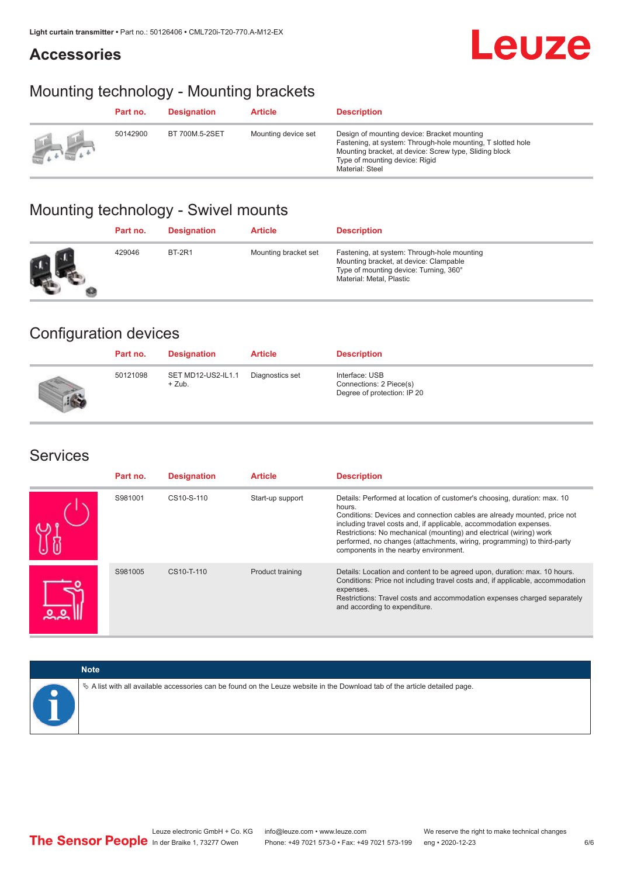## Accessories

### Mounting technology - Mounting brackets

| | Part no. | Designation | Article | Description |
|---|---|---|---|---|
| | 50142900 | BT 700M.5-2SET | Mounting device set | Design of mounting device: Bracket mounting<br>Fastening, at system: Through-hole mounting, T slotted hole<br>Mounting bracket, at device: Screw type, Sliding block<br>Type of mounting device: Rigid<br>Material: Steel |

### Mounting technology - Swivel mounts

| | Part no. | Designation | Article | Description |
|---|---|---|---|---|
| | 429046 | BT-2R1 | Mounting bracket set | Fastening, at system: Through-hole mounting<br>Mounting bracket, at device: Clampable<br>Type of mounting device: Turning, 360°<br>Material: Metal, Plastic |

### Configuration devices

| | Part no. | Designation | Article | Description |
|---|---|---|---|---|
| | 50121098 | SET MD12-US2-IL1.1 + Zub. | Diagnostics set | Interface: USB<br>Connections: 2 Piece(s)<br>Degree of protection: IP 20 |

### Services

| | Part no. | Designation | Article | Description |
|---|---|---|---|---|
| | S981001 | CS10-S-110 | Start-up support | Details: Performed at location of customer's choosing, duration: max. 10 hours.<br>Conditions: Devices and connection cables are already mounted, price not including travel costs and, if applicable, accommodation expenses.<br>Restrictions: No mechanical (mounting) and electrical (wiring) work performed, no changes (attachments, wiring, programming) to third-party components in the nearby environment. |
| | S981005 | CS10-T-110 | Product training | Details: Location and content to be agreed upon, duration: max. 10 hours.<br>Conditions: Price not including travel costs and, if applicable, accommodation expenses.<br>Restrictions: Travel costs and accommodation expenses charged separately and according to expenditure. |

**Note**

A list with all available accessories can be found on the Leuze website in the Download tab of the article detailed page.